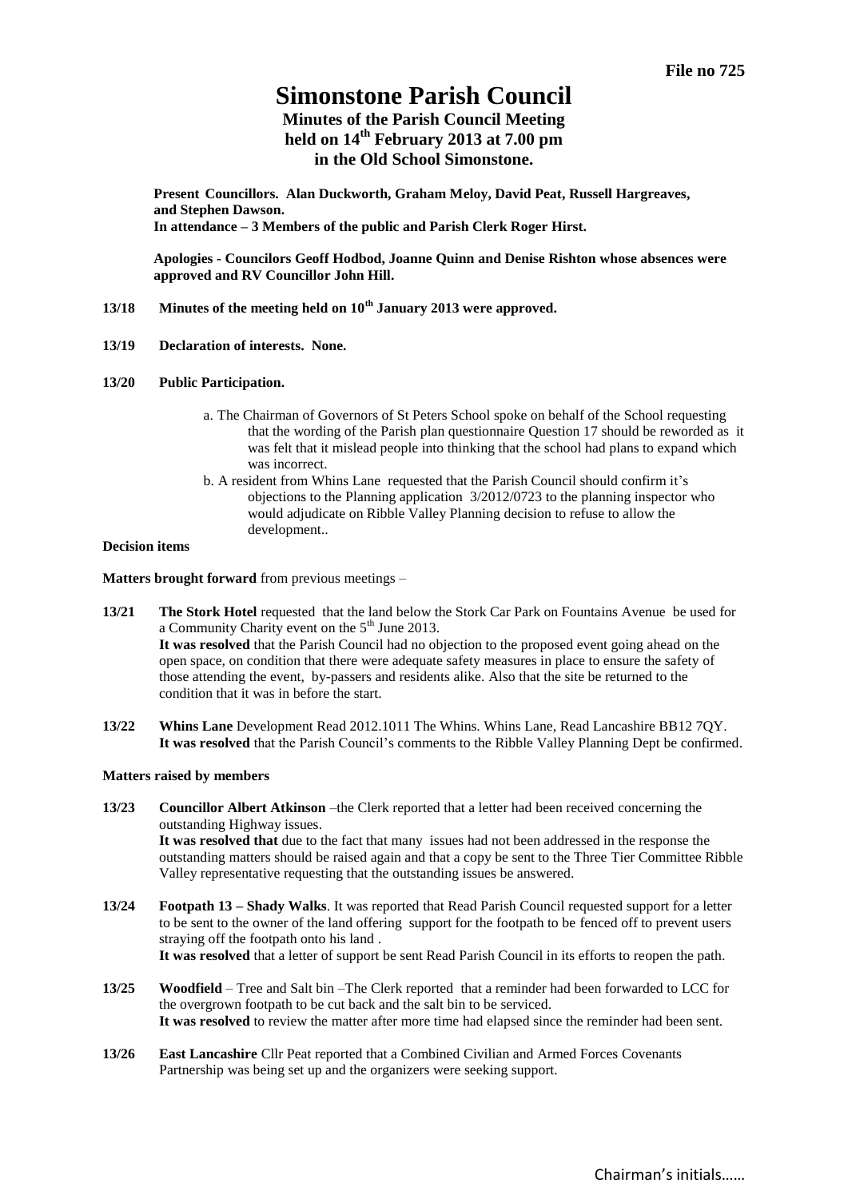**File no 725**

# Simonstone Parish Council

## Minutes of the Parish Council Meeting held on 14th February 2013 at 7.00 pm in the Old School Simonstone.

**Present Councillors. Alan Duckworth, Graham Meloy, David Peat, Russell Hargreaves, and Stephen Dawson.**
**In attendance – 3 Members of the public and Parish Clerk Roger Hirst.**

**Apologies - Councilors Geoff Hodbod, Joanne Quinn and Denise Rishton whose absences were approved and RV Councillor John Hill.**

**13/18 Minutes of the meeting held on 10th January 2013 were approved.**

**13/19 Declaration of interests. None.**

**13/20 Public Participation.**

a. The Chairman of Governors of St Peters School spoke on behalf of the School requesting that the wording of the Parish plan questionnaire Question 17 should be reworded as it was felt that it mislead people into thinking that the school had plans to expand which was incorrect.

b. A resident from Whins Lane requested that the Parish Council should confirm it's objections to the Planning application 3/2012/0723 to the planning inspector who would adjudicate on Ribble Valley Planning decision to refuse to allow the development..

**Decision items**

**Matters brought forward** from previous meetings –

**13/21** **The Stork Hotel** requested that the land below the Stork Car Park on Fountains Avenue be used for a Community Charity event on the 5th June 2013.
**It was resolved** that the Parish Council had no objection to the proposed event going ahead on the open space, on condition that there were adequate safety measures in place to ensure the safety of those attending the event, by-passers and residents alike. Also that the site be returned to the condition that it was in before the start.

**13/22** **Whins Lane** Development Read 2012.1011 The Whins. Whins Lane, Read Lancashire BB12 7QY.
**It was resolved** that the Parish Council's comments to the Ribble Valley Planning Dept be confirmed.

**Matters raised by members**

**13/23** **Councillor Albert Atkinson** –the Clerk reported that a letter had been received concerning the outstanding Highway issues.
**It was resolved that** due to the fact that many issues had not been addressed in the response the outstanding matters should be raised again and that a copy be sent to the Three Tier Committee Ribble Valley representative requesting that the outstanding issues be answered.

**13/24** **Footpath 13 – Shady Walks**. It was reported that Read Parish Council requested support for a letter to be sent to the owner of the land offering support for the footpath to be fenced off to prevent users straying off the footpath onto his land .
**It was resolved** that a letter of support be sent Read Parish Council in its efforts to reopen the path.

**13/25** **Woodfield** – Tree and Salt bin –The Clerk reported that a reminder had been forwarded to LCC for the overgrown footpath to be cut back and the salt bin to be serviced.
**It was resolved** to review the matter after more time had elapsed since the reminder had been sent.

**13/26** **East Lancashire** Cllr Peat reported that a Combined Civilian and Armed Forces Covenants Partnership was being set up and the organizers were seeking support.

Chairman's initials……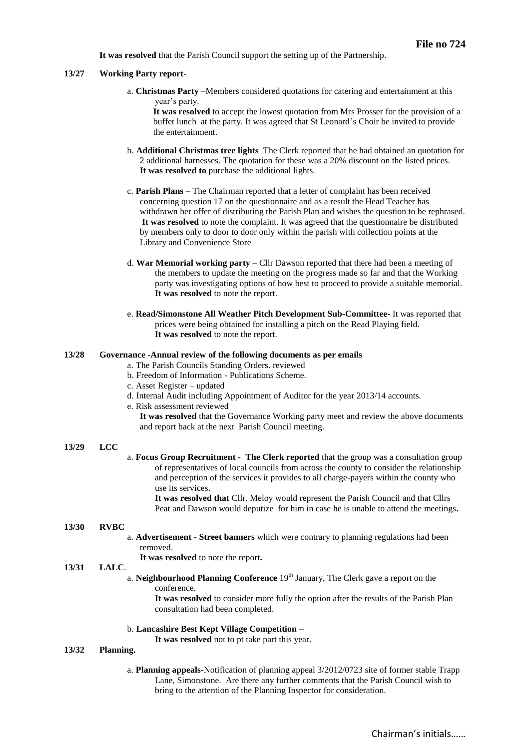**It was resolved** that the Parish Council support the setting up of the Partnership.

**13/27 Working Party report-**

a. **Christmas Party** –Members considered quotations for catering and entertainment at this year's party.
**It was resolved** to accept the lowest quotation from Mrs Prosser for the provision of a buffet lunch at the party. It was agreed that St Leonard's Choir be invited to provide the entertainment.

b. **Additional Christmas tree lights** The Clerk reported that he had obtained an quotation for 2 additional harnesses. The quotation for these was a 20% discount on the listed prices.
**It was resolved to** purchase the additional lights.

c. **Parish Plans** – The Chairman reported that a letter of complaint has been received concerning question 17 on the questionnaire and as a result the Head Teacher has withdrawn her offer of distributing the Parish Plan and wishes the question to be rephrased.
**It was resolved** to note the complaint. It was agreed that the questionnaire be distributed by members only to door to door only within the parish with collection points at the Library and Convenience Store

d. **War Memorial working party** – Cllr Dawson reported that there had been a meeting of the members to update the meeting on the progress made so far and that the Working party was investigating options of how best to proceed to provide a suitable memorial.
**It was resolved** to note the report.

e. **Read/Simonstone All Weather Pitch Development Sub-Committee-** It was reported that prices were being obtained for installing a pitch on the Read Playing field.
**It was resolved** to note the report.

**13/28 Governance -Annual review of the following documents as per emails**

a. The Parish Councils Standing Orders. reviewed
b. Freedom of Information - Publications Scheme.
c. Asset Register – updated
d. Internal Audit including Appointment of Auditor for the year 2013/14 accounts.
e. Risk assessment reviewed

**It was resolved** that the Governance Working party meet and review the above documents and report back at the next Parish Council meeting.

**13/29 LCC**

a. **Focus Group Recruitment - The Clerk reported** that the group was a consultation group of representatives of local councils from across the county to consider the relationship and perception of the services it provides to all charge-payers within the county who use its services.
**It was resolved that** Cllr. Meloy would represent the Parish Council and that Cllrs Peat and Dawson would deputize for him in case he is unable to attend the meetings**.**

**13/30 RVBC**

a. **Advertisement - Street banners** which were contrary to planning regulations had been removed.
**It was resolved** to note the report**.**

**13/31 LALC**.

a. **Neighbourhood Planning Conference** 19th January, The Clerk gave a report on the conference.
**It was resolved** to consider more fully the option after the results of the Parish Plan consultation had been completed.

b. **Lancashire Best Kept Village Competition** –
**It was resolved** not to pt take part this year.

**13/32 Planning.**

a. **Planning appeals**-Notification of planning appeal 3/2012/0723 site of former stable Trapp Lane, Simonstone. Are there any further comments that the Parish Council wish to bring to the attention of the Planning Inspector for consideration.

Chairman's initials……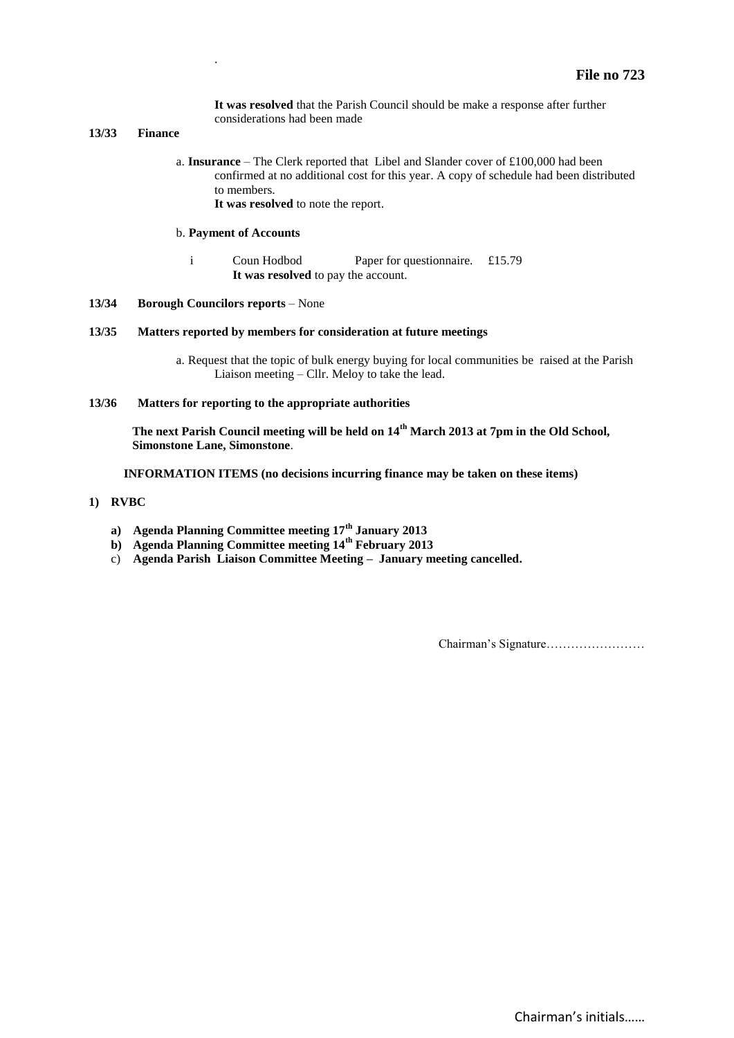**File no 723**

**It was resolved** that the Parish Council should be make a response after further considerations had been made

**13/33 Finance**

a. **Insurance** – The Clerk reported that Libel and Slander cover of £100,000 had been confirmed at no additional cost for this year. A copy of schedule had been distributed to members.
**It was resolved** to note the report.

b. **Payment of Accounts**

i Coun Hodbod Paper for questionnaire. £15.79
**It was resolved** to pay the account.

**13/34 Borough Councilors reports** – None

**13/35 Matters reported by members for consideration at future meetings**

a. Request that the topic of bulk energy buying for local communities be raised at the Parish Liaison meeting – Cllr. Meloy to take the lead.

**13/36 Matters for reporting to the appropriate authorities**

**The next Parish Council meeting will be held on 14th March 2013 at 7pm in the Old School, Simonstone Lane, Simonstone**.

**INFORMATION ITEMS (no decisions incurring finance may be taken on these items)**

**1) RVBC**

**a) Agenda Planning Committee meeting 17th January 2013**
**b) Agenda Planning Committee meeting 14th February 2013**
c) **Agenda Parish Liaison Committee Meeting – January meeting cancelled.**

Chairman's Signature……………………

Chairman's initials……